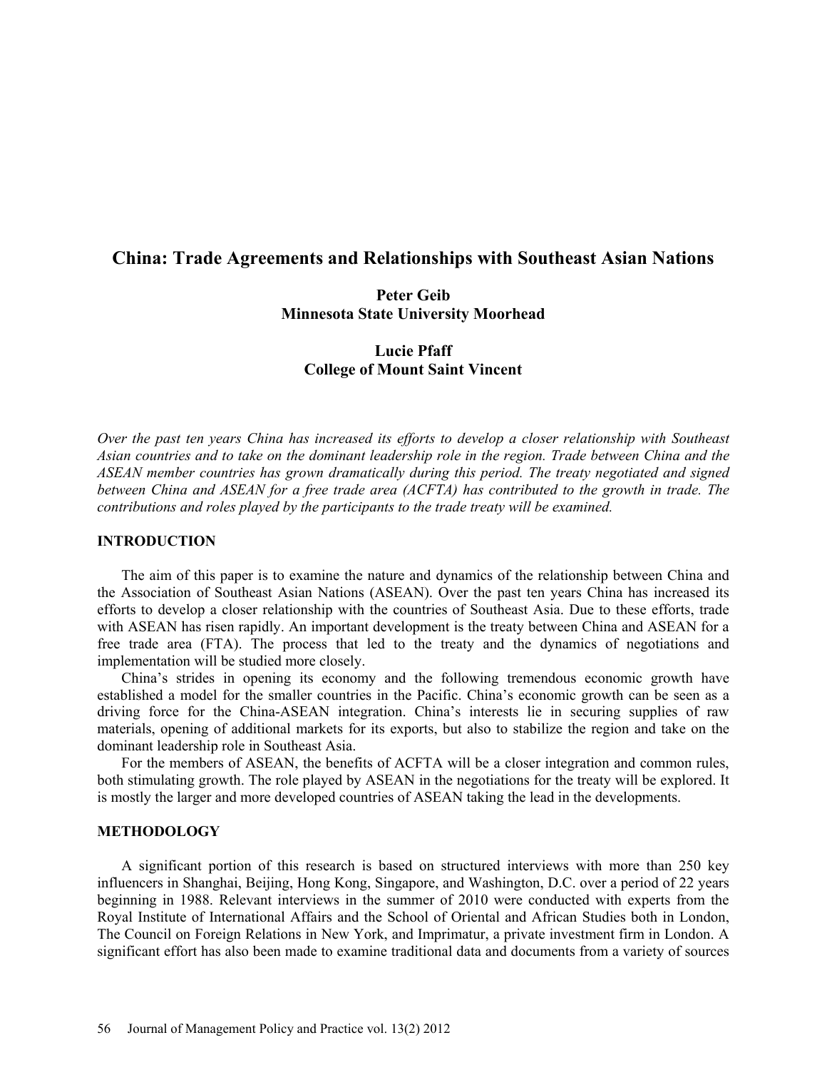# China: Trade Agreements and Relationships with Southeast Asian Nations

**Peter Geib**
**Minnesota State University Moorhead**

**Lucie Pfaff**
**College of Mount Saint Vincent**

*Over the past ten years China has increased its efforts to develop a closer relationship with Southeast Asian countries and to take on the dominant leadership role in the region. Trade between China and the ASEAN member countries has grown dramatically during this period. The treaty negotiated and signed between China and ASEAN for a free trade area (ACFTA) has contributed to the growth in trade. The contributions and roles played by the participants to the trade treaty will be examined.*

## INTRODUCTION

The aim of this paper is to examine the nature and dynamics of the relationship between China and the Association of Southeast Asian Nations (ASEAN). Over the past ten years China has increased its efforts to develop a closer relationship with the countries of Southeast Asia. Due to these efforts, trade with ASEAN has risen rapidly. An important development is the treaty between China and ASEAN for a free trade area (FTA). The process that led to the treaty and the dynamics of negotiations and implementation will be studied more closely.

China's strides in opening its economy and the following tremendous economic growth have established a model for the smaller countries in the Pacific. China's economic growth can be seen as a driving force for the China-ASEAN integration. China's interests lie in securing supplies of raw materials, opening of additional markets for its exports, but also to stabilize the region and take on the dominant leadership role in Southeast Asia.

For the members of ASEAN, the benefits of ACFTA will be a closer integration and common rules, both stimulating growth. The role played by ASEAN in the negotiations for the treaty will be explored. It is mostly the larger and more developed countries of ASEAN taking the lead in the developments.

## METHODOLOGY

A significant portion of this research is based on structured interviews with more than 250 key influencers in Shanghai, Beijing, Hong Kong, Singapore, and Washington, D.C. over a period of 22 years beginning in 1988. Relevant interviews in the summer of 2010 were conducted with experts from the Royal Institute of International Affairs and the School of Oriental and African Studies both in London, The Council on Foreign Relations in New York, and Imprimatur, a private investment firm in London. A significant effort has also been made to examine traditional data and documents from a variety of sources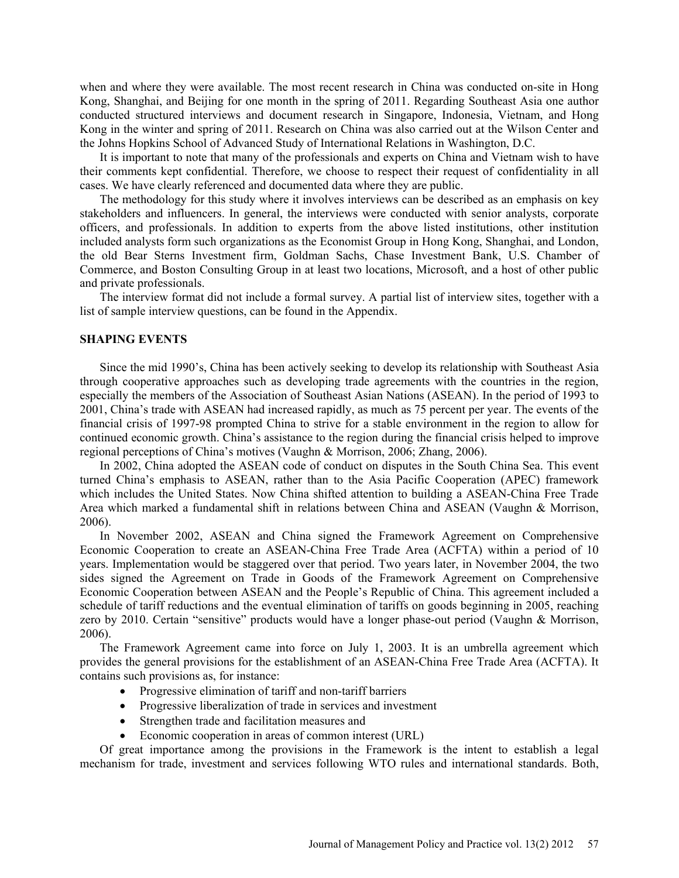when and where they were available. The most recent research in China was conducted on-site in Hong Kong, Shanghai, and Beijing for one month in the spring of 2011. Regarding Southeast Asia one author conducted structured interviews and document research in Singapore, Indonesia, Vietnam, and Hong Kong in the winter and spring of 2011. Research on China was also carried out at the Wilson Center and the Johns Hopkins School of Advanced Study of International Relations in Washington, D.C.

It is important to note that many of the professionals and experts on China and Vietnam wish to have their comments kept confidential. Therefore, we choose to respect their request of confidentiality in all cases. We have clearly referenced and documented data where they are public.

The methodology for this study where it involves interviews can be described as an emphasis on key stakeholders and influencers. In general, the interviews were conducted with senior analysts, corporate officers, and professionals. In addition to experts from the above listed institutions, other institution included analysts form such organizations as the Economist Group in Hong Kong, Shanghai, and London, the old Bear Sterns Investment firm, Goldman Sachs, Chase Investment Bank, U.S. Chamber of Commerce, and Boston Consulting Group in at least two locations, Microsoft, and a host of other public and private professionals.

The interview format did not include a formal survey. A partial list of interview sites, together with a list of sample interview questions, can be found in the Appendix.

## SHAPING EVENTS

Since the mid 1990's, China has been actively seeking to develop its relationship with Southeast Asia through cooperative approaches such as developing trade agreements with the countries in the region, especially the members of the Association of Southeast Asian Nations (ASEAN). In the period of 1993 to 2001, China's trade with ASEAN had increased rapidly, as much as 75 percent per year. The events of the financial crisis of 1997-98 prompted China to strive for a stable environment in the region to allow for continued economic growth. China's assistance to the region during the financial crisis helped to improve regional perceptions of China's motives (Vaughn & Morrison, 2006; Zhang, 2006).

In 2002, China adopted the ASEAN code of conduct on disputes in the South China Sea. This event turned China's emphasis to ASEAN, rather than to the Asia Pacific Cooperation (APEC) framework which includes the United States. Now China shifted attention to building a ASEAN-China Free Trade Area which marked a fundamental shift in relations between China and ASEAN (Vaughn & Morrison, 2006).

In November 2002, ASEAN and China signed the Framework Agreement on Comprehensive Economic Cooperation to create an ASEAN-China Free Trade Area (ACFTA) within a period of 10 years. Implementation would be staggered over that period. Two years later, in November 2004, the two sides signed the Agreement on Trade in Goods of the Framework Agreement on Comprehensive Economic Cooperation between ASEAN and the People's Republic of China. This agreement included a schedule of tariff reductions and the eventual elimination of tariffs on goods beginning in 2005, reaching zero by 2010. Certain "sensitive" products would have a longer phase-out period (Vaughn & Morrison, 2006).

The Framework Agreement came into force on July 1, 2003. It is an umbrella agreement which provides the general provisions for the establishment of an ASEAN-China Free Trade Area (ACFTA). It contains such provisions as, for instance:

- Progressive elimination of tariff and non-tariff barriers
- Progressive liberalization of trade in services and investment
- Strengthen trade and facilitation measures and
- Economic cooperation in areas of common interest (URL)

Of great importance among the provisions in the Framework is the intent to establish a legal mechanism for trade, investment and services following WTO rules and international standards. Both,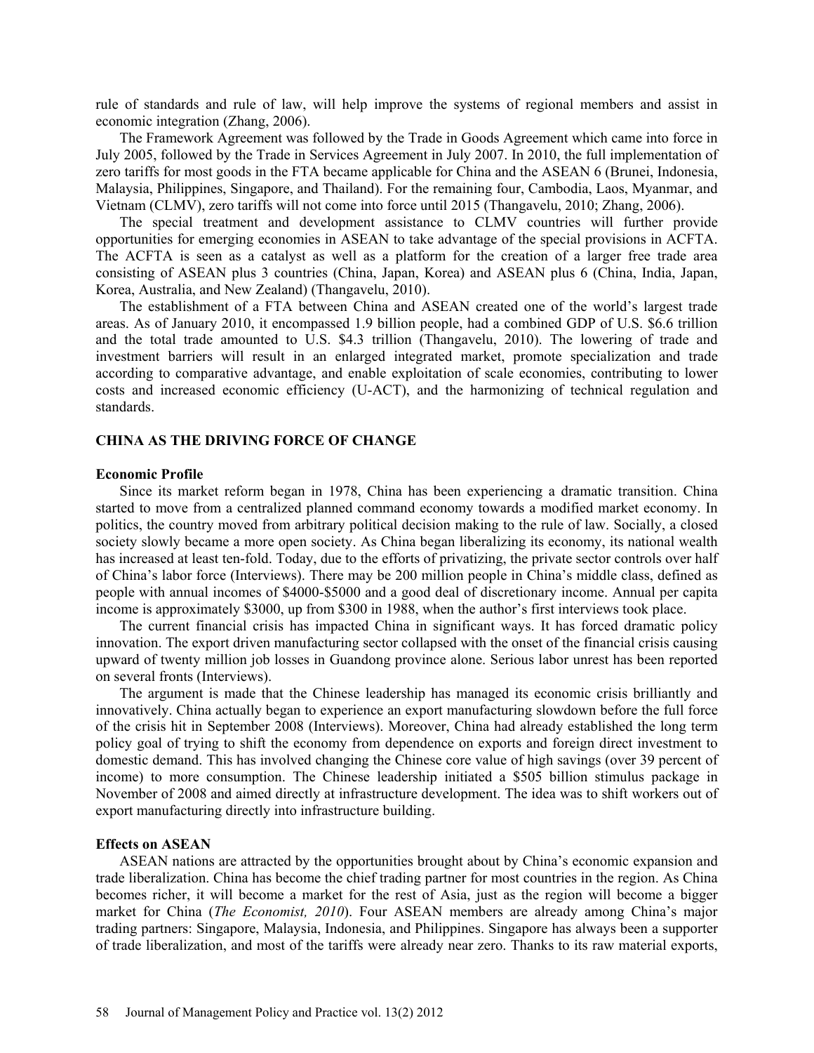rule of standards and rule of law, will help improve the systems of regional members and assist in economic integration (Zhang, 2006).

The Framework Agreement was followed by the Trade in Goods Agreement which came into force in July 2005, followed by the Trade in Services Agreement in July 2007. In 2010, the full implementation of zero tariffs for most goods in the FTA became applicable for China and the ASEAN 6 (Brunei, Indonesia, Malaysia, Philippines, Singapore, and Thailand). For the remaining four, Cambodia, Laos, Myanmar, and Vietnam (CLMV), zero tariffs will not come into force until 2015 (Thangavelu, 2010; Zhang, 2006).

The special treatment and development assistance to CLMV countries will further provide opportunities for emerging economies in ASEAN to take advantage of the special provisions in ACFTA. The ACFTA is seen as a catalyst as well as a platform for the creation of a larger free trade area consisting of ASEAN plus 3 countries (China, Japan, Korea) and ASEAN plus 6 (China, India, Japan, Korea, Australia, and New Zealand) (Thangavelu, 2010).

The establishment of a FTA between China and ASEAN created one of the world's largest trade areas. As of January 2010, it encompassed 1.9 billion people, had a combined GDP of U.S. $6.6 trillion and the total trade amounted to U.S. $4.3 trillion (Thangavelu, 2010). The lowering of trade and investment barriers will result in an enlarged integrated market, promote specialization and trade according to comparative advantage, and enable exploitation of scale economies, contributing to lower costs and increased economic efficiency (U-ACT), and the harmonizing of technical regulation and standards.

## CHINA AS THE DRIVING FORCE OF CHANGE

### Economic Profile

Since its market reform began in 1978, China has been experiencing a dramatic transition. China started to move from a centralized planned command economy towards a modified market economy. In politics, the country moved from arbitrary political decision making to the rule of law. Socially, a closed society slowly became a more open society. As China began liberalizing its economy, its national wealth has increased at least ten-fold. Today, due to the efforts of privatizing, the private sector controls over half of China's labor force (Interviews). There may be 200 million people in China's middle class, defined as people with annual incomes of $4000-$5000 and a good deal of discretionary income. Annual per capita income is approximately $3000, up from $300 in 1988, when the author's first interviews took place.

The current financial crisis has impacted China in significant ways. It has forced dramatic policy innovation. The export driven manufacturing sector collapsed with the onset of the financial crisis causing upward of twenty million job losses in Guandong province alone. Serious labor unrest has been reported on several fronts (Interviews).

The argument is made that the Chinese leadership has managed its economic crisis brilliantly and innovatively. China actually began to experience an export manufacturing slowdown before the full force of the crisis hit in September 2008 (Interviews). Moreover, China had already established the long term policy goal of trying to shift the economy from dependence on exports and foreign direct investment to domestic demand. This has involved changing the Chinese core value of high savings (over 39 percent of income) to more consumption. The Chinese leadership initiated a $505 billion stimulus package in November of 2008 and aimed directly at infrastructure development. The idea was to shift workers out of export manufacturing directly into infrastructure building.

### Effects on ASEAN

ASEAN nations are attracted by the opportunities brought about by China's economic expansion and trade liberalization. China has become the chief trading partner for most countries in the region. As China becomes richer, it will become a market for the rest of Asia, just as the region will become a bigger market for China (*The Economist, 2010*). Four ASEAN members are already among China's major trading partners: Singapore, Malaysia, Indonesia, and Philippines. Singapore has always been a supporter of trade liberalization, and most of the tariffs were already near zero. Thanks to its raw material exports,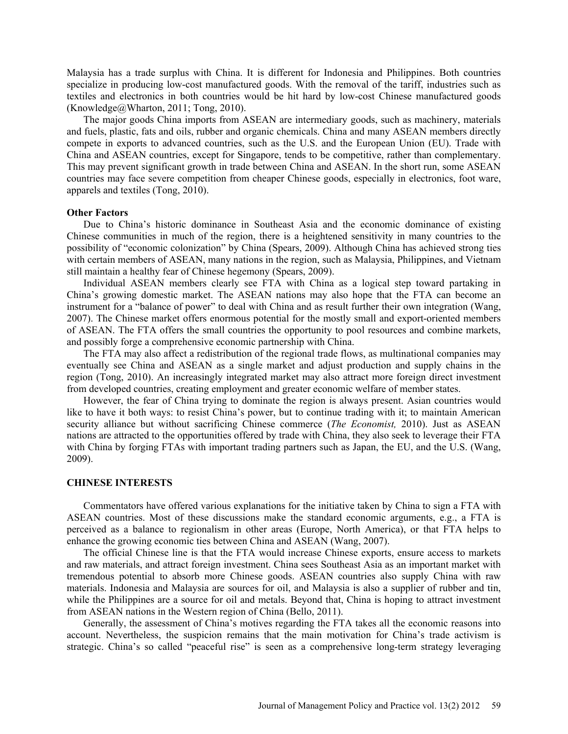Malaysia has a trade surplus with China. It is different for Indonesia and Philippines. Both countries specialize in producing low-cost manufactured goods. With the removal of the tariff, industries such as textiles and electronics in both countries would be hit hard by low-cost Chinese manufactured goods (Knowledge@Wharton, 2011; Tong, 2010).

The major goods China imports from ASEAN are intermediary goods, such as machinery, materials and fuels, plastic, fats and oils, rubber and organic chemicals. China and many ASEAN members directly compete in exports to advanced countries, such as the U.S. and the European Union (EU). Trade with China and ASEAN countries, except for Singapore, tends to be competitive, rather than complementary. This may prevent significant growth in trade between China and ASEAN. In the short run, some ASEAN countries may face severe competition from cheaper Chinese goods, especially in electronics, foot ware, apparels and textiles (Tong, 2010).

### Other Factors

Due to China's historic dominance in Southeast Asia and the economic dominance of existing Chinese communities in much of the region, there is a heightened sensitivity in many countries to the possibility of "economic colonization" by China (Spears, 2009). Although China has achieved strong ties with certain members of ASEAN, many nations in the region, such as Malaysia, Philippines, and Vietnam still maintain a healthy fear of Chinese hegemony (Spears, 2009).

Individual ASEAN members clearly see FTA with China as a logical step toward partaking in China's growing domestic market. The ASEAN nations may also hope that the FTA can become an instrument for a "balance of power" to deal with China and as result further their own integration (Wang, 2007). The Chinese market offers enormous potential for the mostly small and export-oriented members of ASEAN. The FTA offers the small countries the opportunity to pool resources and combine markets, and possibly forge a comprehensive economic partnership with China.

The FTA may also affect a redistribution of the regional trade flows, as multinational companies may eventually see China and ASEAN as a single market and adjust production and supply chains in the region (Tong, 2010). An increasingly integrated market may also attract more foreign direct investment from developed countries, creating employment and greater economic welfare of member states.

However, the fear of China trying to dominate the region is always present. Asian countries would like to have it both ways: to resist China's power, but to continue trading with it; to maintain American security alliance but without sacrificing Chinese commerce (*The Economist,* 2010). Just as ASEAN nations are attracted to the opportunities offered by trade with China, they also seek to leverage their FTA with China by forging FTAs with important trading partners such as Japan, the EU, and the U.S. (Wang, 2009).

## CHINESE INTERESTS

Commentators have offered various explanations for the initiative taken by China to sign a FTA with ASEAN countries. Most of these discussions make the standard economic arguments, e.g., a FTA is perceived as a balance to regionalism in other areas (Europe, North America), or that FTA helps to enhance the growing economic ties between China and ASEAN (Wang, 2007).

The official Chinese line is that the FTA would increase Chinese exports, ensure access to markets and raw materials, and attract foreign investment. China sees Southeast Asia as an important market with tremendous potential to absorb more Chinese goods. ASEAN countries also supply China with raw materials. Indonesia and Malaysia are sources for oil, and Malaysia is also a supplier of rubber and tin, while the Philippines are a source for oil and metals. Beyond that, China is hoping to attract investment from ASEAN nations in the Western region of China (Bello, 2011).

Generally, the assessment of China's motives regarding the FTA takes all the economic reasons into account. Nevertheless, the suspicion remains that the main motivation for China's trade activism is strategic. China's so called "peaceful rise" is seen as a comprehensive long-term strategy leveraging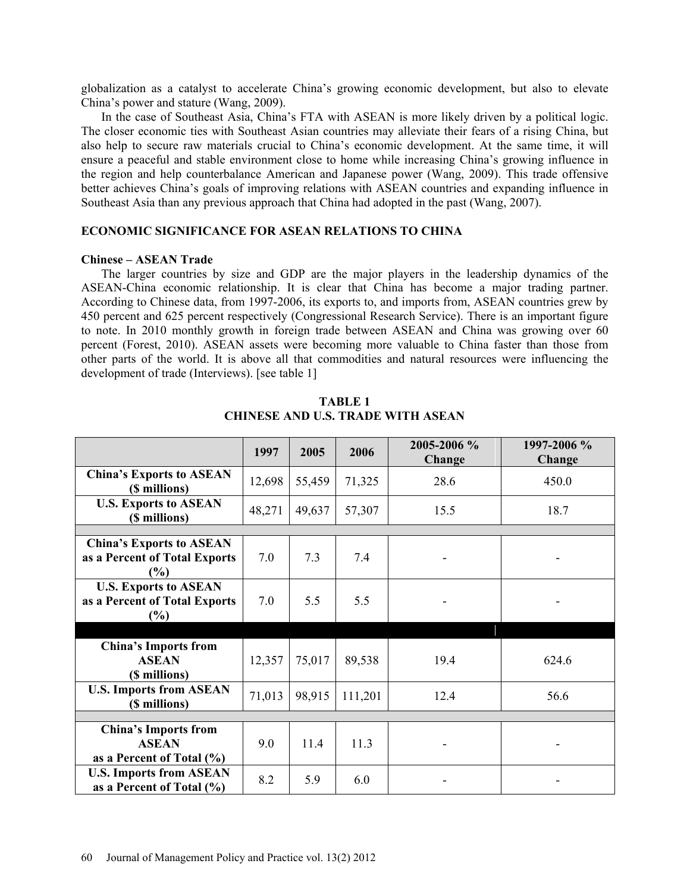globalization as a catalyst to accelerate China's growing economic development, but also to elevate China's power and stature (Wang, 2009).

In the case of Southeast Asia, China's FTA with ASEAN is more likely driven by a political logic. The closer economic ties with Southeast Asian countries may alleviate their fears of a rising China, but also help to secure raw materials crucial to China's economic development. At the same time, it will ensure a peaceful and stable environment close to home while increasing China's growing influence in the region and help counterbalance American and Japanese power (Wang, 2009). This trade offensive better achieves China's goals of improving relations with ASEAN countries and expanding influence in Southeast Asia than any previous approach that China had adopted in the past (Wang, 2007).

## ECONOMIC SIGNIFICANCE FOR ASEAN RELATIONS TO CHINA

### Chinese – ASEAN Trade

The larger countries by size and GDP are the major players in the leadership dynamics of the ASEAN-China economic relationship. It is clear that China has become a major trading partner. According to Chinese data, from 1997-2006, its exports to, and imports from, ASEAN countries grew by 450 percent and 625 percent respectively (Congressional Research Service). There is an important figure to note. In 2010 monthly growth in foreign trade between ASEAN and China was growing over 60 percent (Forest, 2010). ASEAN assets were becoming more valuable to China faster than those from other parts of the world. It is above all that commodities and natural resources were influencing the development of trade (Interviews). [see table 1]

**TABLE 1**
**CHINESE AND U.S. TRADE WITH ASEAN**

| | 1997 | 2005 | 2006 | 2005-2006 % Change | 1997-2006 % Change |
|---|---|---|---|---|---|
| **China's Exports to ASEAN ($ millions)** | 12,698 | 55,459 | 71,325 | 28.6 | 450.0 |
| **U.S. Exports to ASEAN ($ millions)** | 48,271 | 49,637 | 57,307 | 15.5 | 18.7 |
| | | | | | |
| **China's Exports to ASEAN as a Percent of Total Exports (%)** | 7.0 | 7.3 | 7.4 | - | - |
| **U.S. Exports to ASEAN as a Percent of Total Exports (%)** | 7.0 | 5.5 | 5.5 | - | - |
| | | | | | |
| **China's Imports from ASEAN ($ millions)** | 12,357 | 75,017 | 89,538 | 19.4 | 624.6 |
| **U.S. Imports from ASEAN ($ millions)** | 71,013 | 98,915 | 111,201 | 12.4 | 56.6 |
| | | | | | |
| **China's Imports from ASEAN as a Percent of Total (%)** | 9.0 | 11.4 | 11.3 | - | - |
| **U.S. Imports from ASEAN as a Percent of Total (%)** | 8.2 | 5.9 | 6.0 | - | - |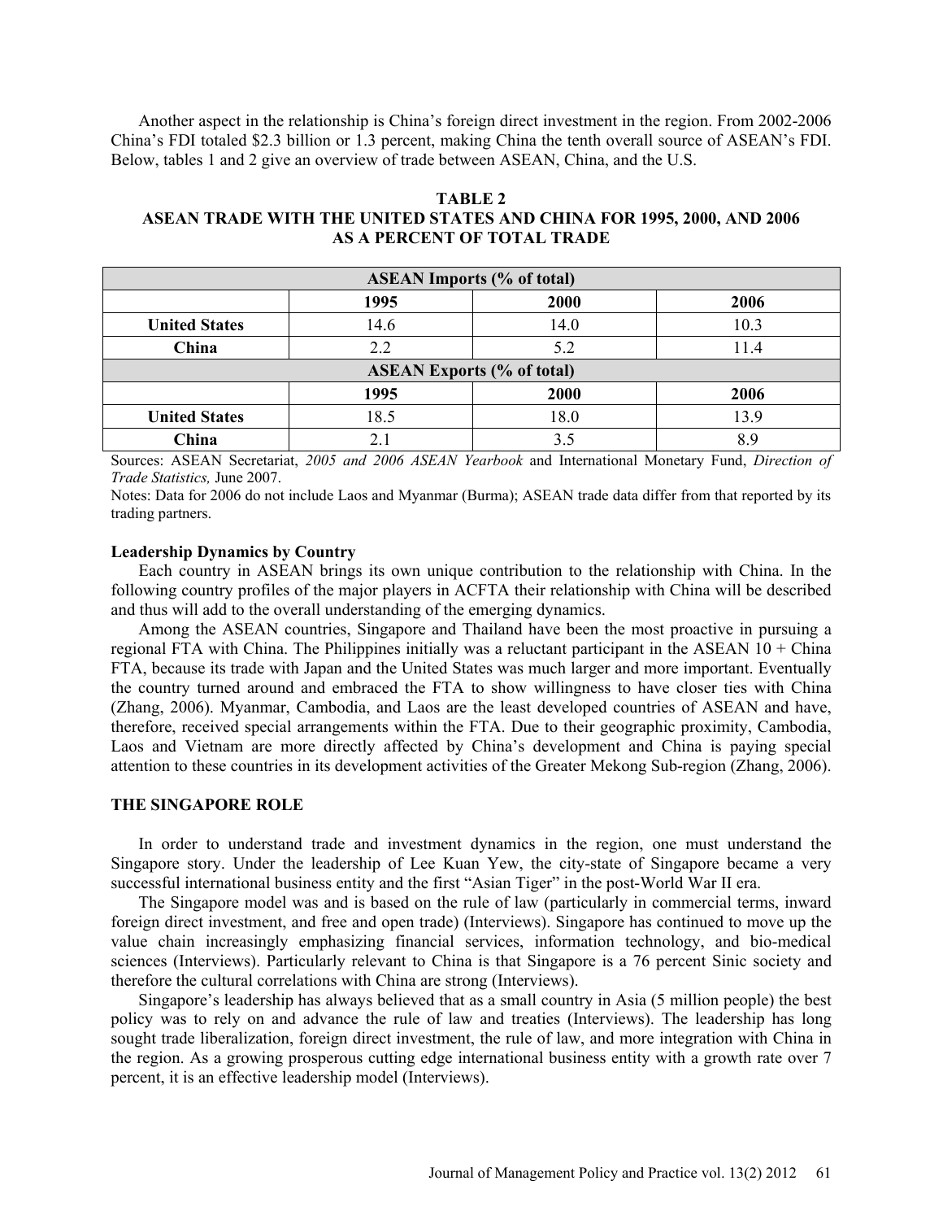Another aspect in the relationship is China's foreign direct investment in the region. From 2002-2006 China's FDI totaled $2.3 billion or 1.3 percent, making China the tenth overall source of ASEAN's FDI. Below, tables 1 and 2 give an overview of trade between ASEAN, China, and the U.S.

**TABLE 2**
**ASEAN TRADE WITH THE UNITED STATES AND CHINA FOR 1995, 2000, AND 2006 AS A PERCENT OF TOTAL TRADE**

| **ASEAN Imports (% of total)** | | | |
|---|---|---|---|
| | **1995** | **2000** | **2006** |
| **United States** | 14.6 | 14.0 | 10.3 |
| **China** | 2.2 | 5.2 | 11.4 |
| **ASEAN Exports (% of total)** | | | |
| | **1995** | **2000** | **2006** |
| **United States** | 18.5 | 18.0 | 13.9 |
| **China** | 2.1 | 3.5 | 8.9 |

Sources: ASEAN Secretariat, *2005 and 2006 ASEAN Yearbook* and International Monetary Fund, *Direction of Trade Statistics,* June 2007.

Notes: Data for 2006 do not include Laos and Myanmar (Burma); ASEAN trade data differ from that reported by its trading partners.

**Leadership Dynamics by Country**

Each country in ASEAN brings its own unique contribution to the relationship with China. In the following country profiles of the major players in ACFTA their relationship with China will be described and thus will add to the overall understanding of the emerging dynamics.

Among the ASEAN countries, Singapore and Thailand have been the most proactive in pursuing a regional FTA with China. The Philippines initially was a reluctant participant in the ASEAN 10 + China FTA, because its trade with Japan and the United States was much larger and more important. Eventually the country turned around and embraced the FTA to show willingness to have closer ties with China (Zhang, 2006). Myanmar, Cambodia, and Laos are the least developed countries of ASEAN and have, therefore, received special arrangements within the FTA. Due to their geographic proximity, Cambodia, Laos and Vietnam are more directly affected by China's development and China is paying special attention to these countries in its development activities of the Greater Mekong Sub-region (Zhang, 2006).

## THE SINGAPORE ROLE

In order to understand trade and investment dynamics in the region, one must understand the Singapore story. Under the leadership of Lee Kuan Yew, the city-state of Singapore became a very successful international business entity and the first "Asian Tiger" in the post-World War II era.

The Singapore model was and is based on the rule of law (particularly in commercial terms, inward foreign direct investment, and free and open trade) (Interviews). Singapore has continued to move up the value chain increasingly emphasizing financial services, information technology, and bio-medical sciences (Interviews). Particularly relevant to China is that Singapore is a 76 percent Sinic society and therefore the cultural correlations with China are strong (Interviews).

Singapore's leadership has always believed that as a small country in Asia (5 million people) the best policy was to rely on and advance the rule of law and treaties (Interviews). The leadership has long sought trade liberalization, foreign direct investment, the rule of law, and more integration with China in the region. As a growing prosperous cutting edge international business entity with a growth rate over 7 percent, it is an effective leadership model (Interviews).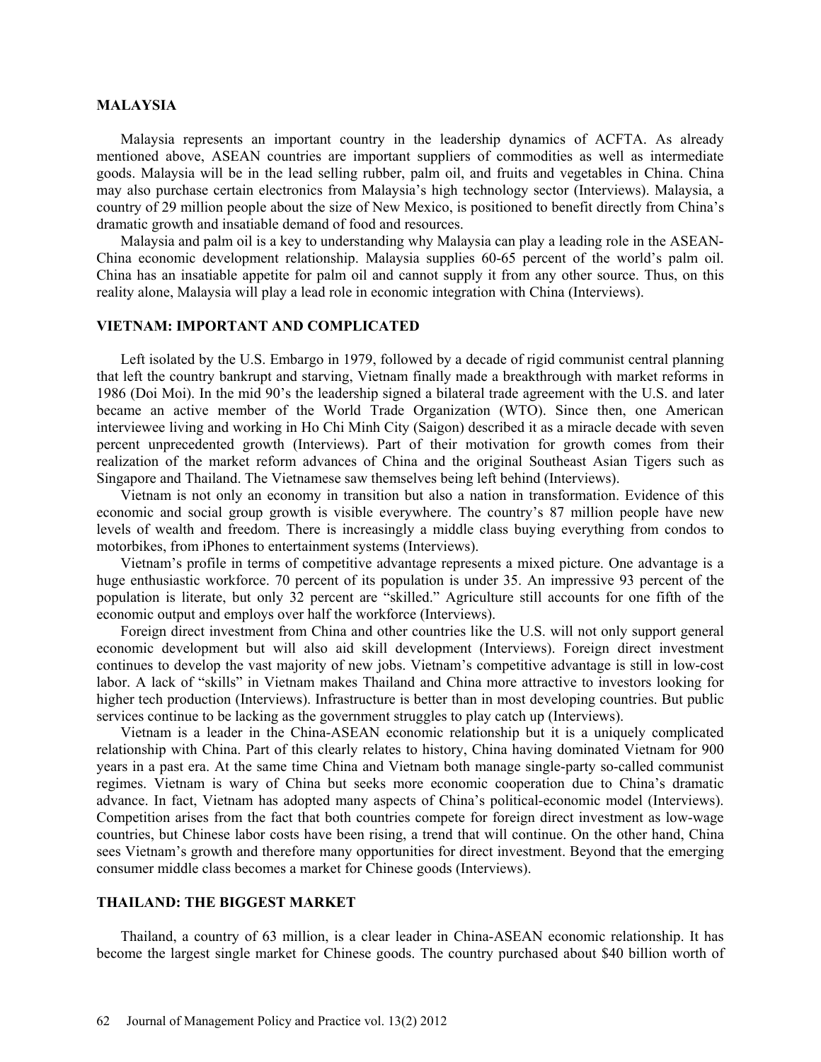## MALAYSIA

Malaysia represents an important country in the leadership dynamics of ACFTA. As already mentioned above, ASEAN countries are important suppliers of commodities as well as intermediate goods. Malaysia will be in the lead selling rubber, palm oil, and fruits and vegetables in China. China may also purchase certain electronics from Malaysia's high technology sector (Interviews). Malaysia, a country of 29 million people about the size of New Mexico, is positioned to benefit directly from China's dramatic growth and insatiable demand of food and resources.

Malaysia and palm oil is a key to understanding why Malaysia can play a leading role in the ASEAN-China economic development relationship. Malaysia supplies 60-65 percent of the world's palm oil. China has an insatiable appetite for palm oil and cannot supply it from any other source. Thus, on this reality alone, Malaysia will play a lead role in economic integration with China (Interviews).

## VIETNAM: IMPORTANT AND COMPLICATED

Left isolated by the U.S. Embargo in 1979, followed by a decade of rigid communist central planning that left the country bankrupt and starving, Vietnam finally made a breakthrough with market reforms in 1986 (Doi Moi). In the mid 90's the leadership signed a bilateral trade agreement with the U.S. and later became an active member of the World Trade Organization (WTO). Since then, one American interviewee living and working in Ho Chi Minh City (Saigon) described it as a miracle decade with seven percent unprecedented growth (Interviews). Part of their motivation for growth comes from their realization of the market reform advances of China and the original Southeast Asian Tigers such as Singapore and Thailand. The Vietnamese saw themselves being left behind (Interviews).

Vietnam is not only an economy in transition but also a nation in transformation. Evidence of this economic and social group growth is visible everywhere. The country's 87 million people have new levels of wealth and freedom. There is increasingly a middle class buying everything from condos to motorbikes, from iPhones to entertainment systems (Interviews).

Vietnam's profile in terms of competitive advantage represents a mixed picture. One advantage is a huge enthusiastic workforce. 70 percent of its population is under 35. An impressive 93 percent of the population is literate, but only 32 percent are "skilled." Agriculture still accounts for one fifth of the economic output and employs over half the workforce (Interviews).

Foreign direct investment from China and other countries like the U.S. will not only support general economic development but will also aid skill development (Interviews). Foreign direct investment continues to develop the vast majority of new jobs. Vietnam's competitive advantage is still in low-cost labor. A lack of "skills" in Vietnam makes Thailand and China more attractive to investors looking for higher tech production (Interviews). Infrastructure is better than in most developing countries. But public services continue to be lacking as the government struggles to play catch up (Interviews).

Vietnam is a leader in the China-ASEAN economic relationship but it is a uniquely complicated relationship with China. Part of this clearly relates to history, China having dominated Vietnam for 900 years in a past era. At the same time China and Vietnam both manage single-party so-called communist regimes. Vietnam is wary of China but seeks more economic cooperation due to China's dramatic advance. In fact, Vietnam has adopted many aspects of China's political-economic model (Interviews). Competition arises from the fact that both countries compete for foreign direct investment as low-wage countries, but Chinese labor costs have been rising, a trend that will continue. On the other hand, China sees Vietnam's growth and therefore many opportunities for direct investment. Beyond that the emerging consumer middle class becomes a market for Chinese goods (Interviews).

## THAILAND: THE BIGGEST MARKET

Thailand, a country of 63 million, is a clear leader in China-ASEAN economic relationship. It has become the largest single market for Chinese goods. The country purchased about $40 billion worth of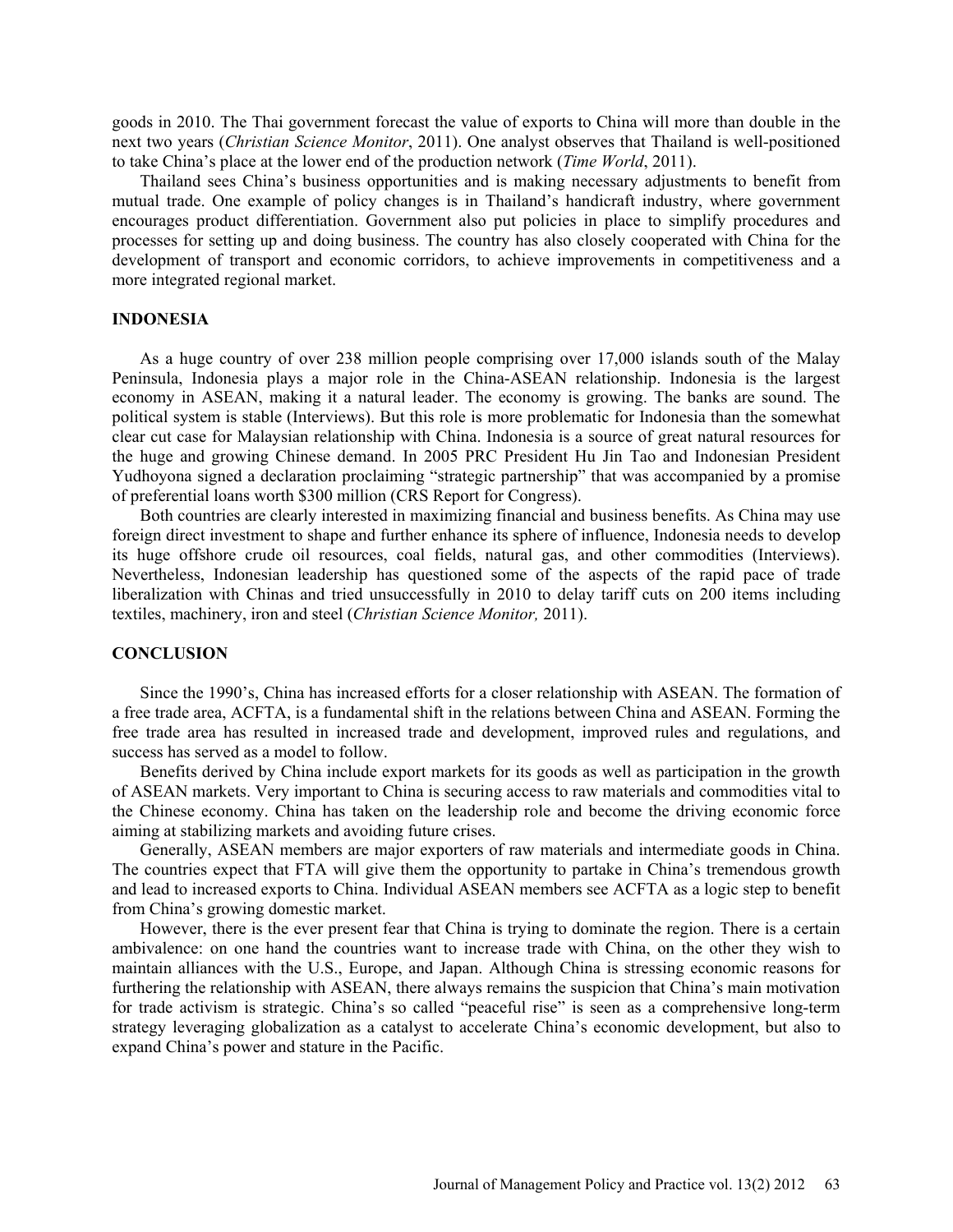goods in 2010. The Thai government forecast the value of exports to China will more than double in the next two years (*Christian Science Monitor*, 2011). One analyst observes that Thailand is well-positioned to take China's place at the lower end of the production network (*Time World*, 2011).

Thailand sees China's business opportunities and is making necessary adjustments to benefit from mutual trade. One example of policy changes is in Thailand's handicraft industry, where government encourages product differentiation. Government also put policies in place to simplify procedures and processes for setting up and doing business. The country has also closely cooperated with China for the development of transport and economic corridors, to achieve improvements in competitiveness and a more integrated regional market.

## INDONESIA

As a huge country of over 238 million people comprising over 17,000 islands south of the Malay Peninsula, Indonesia plays a major role in the China-ASEAN relationship. Indonesia is the largest economy in ASEAN, making it a natural leader. The economy is growing. The banks are sound. The political system is stable (Interviews). But this role is more problematic for Indonesia than the somewhat clear cut case for Malaysian relationship with China. Indonesia is a source of great natural resources for the huge and growing Chinese demand. In 2005 PRC President Hu Jin Tao and Indonesian President Yudhoyona signed a declaration proclaiming "strategic partnership" that was accompanied by a promise of preferential loans worth $300 million (CRS Report for Congress).

Both countries are clearly interested in maximizing financial and business benefits. As China may use foreign direct investment to shape and further enhance its sphere of influence, Indonesia needs to develop its huge offshore crude oil resources, coal fields, natural gas, and other commodities (Interviews). Nevertheless, Indonesian leadership has questioned some of the aspects of the rapid pace of trade liberalization with Chinas and tried unsuccessfully in 2010 to delay tariff cuts on 200 items including textiles, machinery, iron and steel (*Christian Science Monitor,* 2011).

## CONCLUSION

Since the 1990's, China has increased efforts for a closer relationship with ASEAN. The formation of a free trade area, ACFTA, is a fundamental shift in the relations between China and ASEAN. Forming the free trade area has resulted in increased trade and development, improved rules and regulations, and success has served as a model to follow.

Benefits derived by China include export markets for its goods as well as participation in the growth of ASEAN markets. Very important to China is securing access to raw materials and commodities vital to the Chinese economy. China has taken on the leadership role and become the driving economic force aiming at stabilizing markets and avoiding future crises.

Generally, ASEAN members are major exporters of raw materials and intermediate goods in China. The countries expect that FTA will give them the opportunity to partake in China's tremendous growth and lead to increased exports to China. Individual ASEAN members see ACFTA as a logic step to benefit from China's growing domestic market.

However, there is the ever present fear that China is trying to dominate the region. There is a certain ambivalence: on one hand the countries want to increase trade with China, on the other they wish to maintain alliances with the U.S., Europe, and Japan. Although China is stressing economic reasons for furthering the relationship with ASEAN, there always remains the suspicion that China's main motivation for trade activism is strategic. China's so called "peaceful rise" is seen as a comprehensive long-term strategy leveraging globalization as a catalyst to accelerate China's economic development, but also to expand China's power and stature in the Pacific.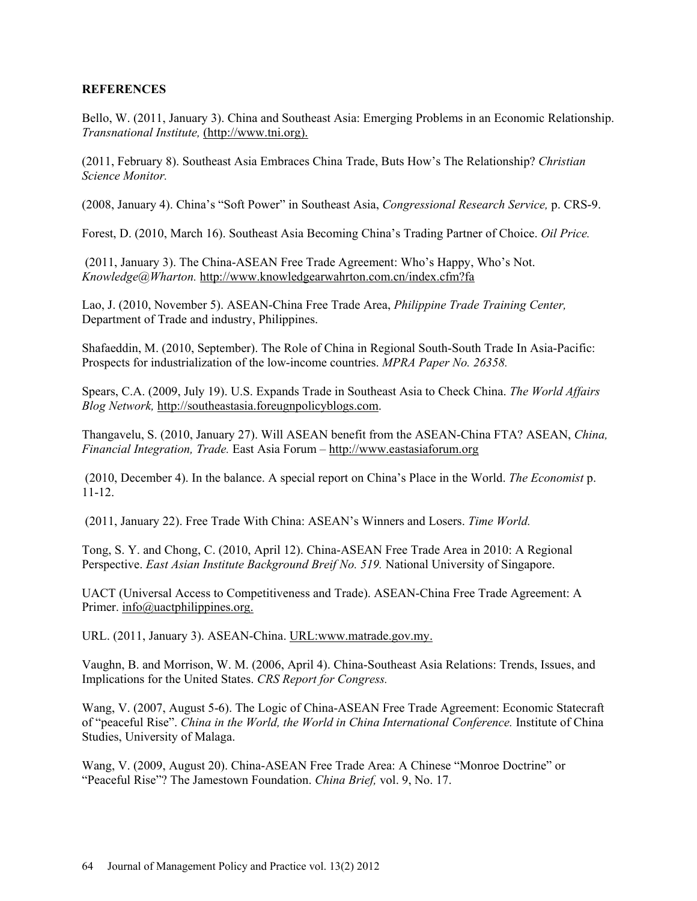**REFERENCES**

Bello, W. (2011, January 3). China and Southeast Asia: Emerging Problems in an Economic Relationship. *Transnational Institute,* (http://www.tni.org).

(2011, February 8). Southeast Asia Embraces China Trade, Buts How's The Relationship? *Christian Science Monitor.*

(2008, January 4). China's "Soft Power" in Southeast Asia, *Congressional Research Service,* p. CRS-9.

Forest, D. (2010, March 16). Southeast Asia Becoming China's Trading Partner of Choice. *Oil Price.*

(2011, January 3). The China-ASEAN Free Trade Agreement: Who's Happy, Who's Not. *Knowledge@Wharton.* http://www.knowledgearwahrton.com.cn/index.cfm?fa

Lao, J. (2010, November 5). ASEAN-China Free Trade Area, *Philippine Trade Training Center,* Department of Trade and industry, Philippines.

Shafaeddin, M. (2010, September). The Role of China in Regional South-South Trade In Asia-Pacific: Prospects for industrialization of the low-income countries. *MPRA Paper No. 26358.*

Spears, C.A. (2009, July 19). U.S. Expands Trade in Southeast Asia to Check China. *The World Affairs Blog Network,* http://southeastasia.foreugnpolicyblogs.com.

Thangavelu, S. (2010, January 27). Will ASEAN benefit from the ASEAN-China FTA? ASEAN, *China, Financial Integration, Trade.* East Asia Forum – http://www.eastasiaforum.org

(2010, December 4). In the balance. A special report on China's Place in the World. *The Economist* p. 11-12.

(2011, January 22). Free Trade With China: ASEAN's Winners and Losers. *Time World.*

Tong, S. Y. and Chong, C. (2010, April 12). China-ASEAN Free Trade Area in 2010: A Regional Perspective. *East Asian Institute Background Breif No. 519.* National University of Singapore.

UACT (Universal Access to Competitiveness and Trade). ASEAN-China Free Trade Agreement: A Primer. info@uactphilippines.org.

URL. (2011, January 3). ASEAN-China. URL:www.matrade.gov.my.

Vaughn, B. and Morrison, W. M. (2006, April 4). China-Southeast Asia Relations: Trends, Issues, and Implications for the United States. *CRS Report for Congress.*

Wang, V. (2007, August 5-6). The Logic of China-ASEAN Free Trade Agreement: Economic Statecraft of "peaceful Rise". *China in the World, the World in China International Conference.* Institute of China Studies, University of Malaga.

Wang, V. (2009, August 20). China-ASEAN Free Trade Area: A Chinese "Monroe Doctrine" or "Peaceful Rise"? The Jamestown Foundation. *China Brief,* vol. 9, No. 17.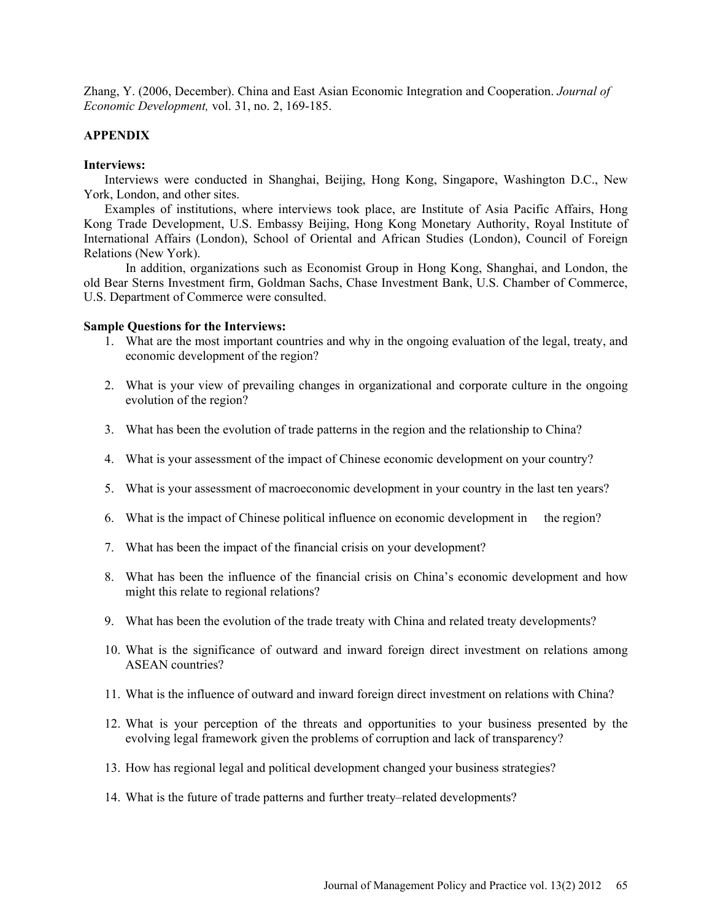Zhang, Y. (2006, December). China and East Asian Economic Integration and Cooperation. *Journal of Economic Development,* vol. 31, no. 2, 169-185.

## APPENDIX

**Interviews:**

Interviews were conducted in Shanghai, Beijing, Hong Kong, Singapore, Washington D.C., New York, London, and other sites.

Examples of institutions, where interviews took place, are Institute of Asia Pacific Affairs, Hong Kong Trade Development, U.S. Embassy Beijing, Hong Kong Monetary Authority, Royal Institute of International Affairs (London), School of Oriental and African Studies (London), Council of Foreign Relations (New York).

In addition, organizations such as Economist Group in Hong Kong, Shanghai, and London, the old Bear Sterns Investment firm, Goldman Sachs, Chase Investment Bank, U.S. Chamber of Commerce, U.S. Department of Commerce were consulted.

**Sample Questions for the Interviews:**

1. What are the most important countries and why in the ongoing evaluation of the legal, treaty, and economic development of the region?
2. What is your view of prevailing changes in organizational and corporate culture in the ongoing evolution of the region?
3. What has been the evolution of trade patterns in the region and the relationship to China?
4. What is your assessment of the impact of Chinese economic development on your country?
5. What is your assessment of macroeconomic development in your country in the last ten years?
6. What is the impact of Chinese political influence on economic development in the region?
7. What has been the impact of the financial crisis on your development?
8. What has been the influence of the financial crisis on China's economic development and how might this relate to regional relations?
9. What has been the evolution of the trade treaty with China and related treaty developments?
10. What is the significance of outward and inward foreign direct investment on relations among ASEAN countries?
11. What is the influence of outward and inward foreign direct investment on relations with China?
12. What is your perception of the threats and opportunities to your business presented by the evolving legal framework given the problems of corruption and lack of transparency?
13. How has regional legal and political development changed your business strategies?
14. What is the future of trade patterns and further treaty–related developments?